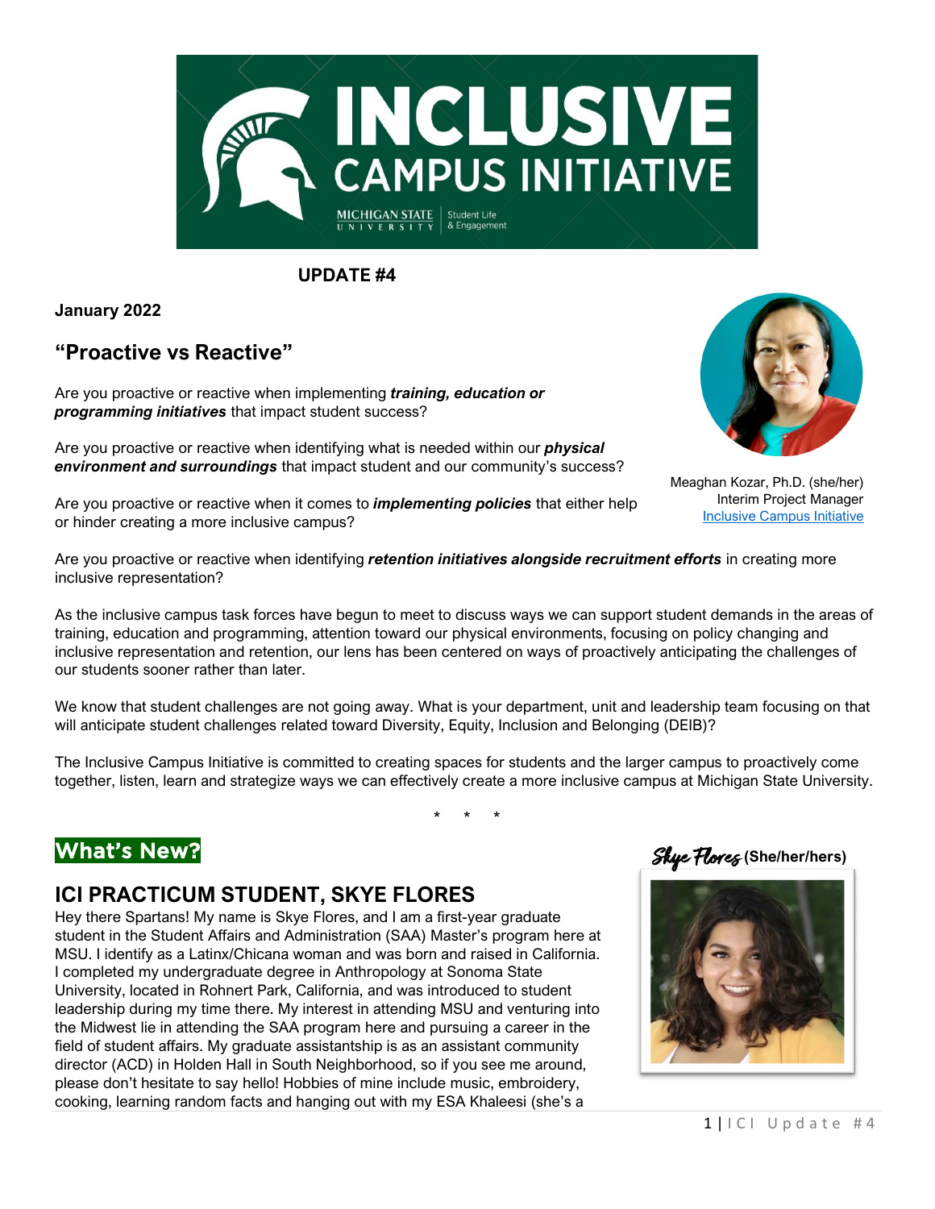# INCLUSIVE CAMPUS INITIATIVE

MICHIGAN STATE UNIVERSITY | Student Life & Engagement

**UPDATE #4**

**January 2022**

## "Proactive vs Reactive"

Meaghan Kozar, Ph.D. (she/her)
Interim Project Manager
Inclusive Campus Initiative

Are you proactive or reactive when implementing ***training, education or programming initiatives*** that impact student success?

Are you proactive or reactive when identifying what is needed within our ***physical environment and surroundings*** that impact student and our community's success?

Are you proactive or reactive when it comes to ***implementing policies*** that either help or hinder creating a more inclusive campus?

Are you proactive or reactive when identifying ***retention initiatives alongside recruitment efforts*** in creating more inclusive representation?

As the inclusive campus task forces have begun to meet to discuss ways we can support student demands in the areas of training, education and programming, attention toward our physical environments, focusing on policy changing and inclusive representation and retention, our lens has been centered on ways of proactively anticipating the challenges of our students sooner rather than later.

We know that student challenges are not going away. What is your department, unit and leadership team focusing on that will anticipate student challenges related toward Diversity, Equity, Inclusion and Belonging (DEIB)?

The Inclusive Campus Initiative is committed to creating spaces for students and the larger campus to proactively come together, listen, learn and strategize ways we can effectively create a more inclusive campus at Michigan State University.

\* \* \*

## What's New?

### ICI PRACTICUM STUDENT, SKYE FLORES

Skye Flores (She/her/hers)

Hey there Spartans! My name is Skye Flores, and I am a first-year graduate student in the Student Affairs and Administration (SAA) Master's program here at MSU. I identify as a Latinx/Chicana woman and was born and raised in California. I completed my undergraduate degree in Anthropology at Sonoma State University, located in Rohnert Park, California, and was introduced to student leadership during my time there. My interest in attending MSU and venturing into the Midwest lie in attending the SAA program here and pursuing a career in the field of student affairs. My graduate assistantship is as an assistant community director (ACD) in Holden Hall in South Neighborhood, so if you see me around, please don't hesitate to say hello! Hobbies of mine include music, embroidery, cooking, learning random facts and hanging out with my ESA Khaleesi (she's a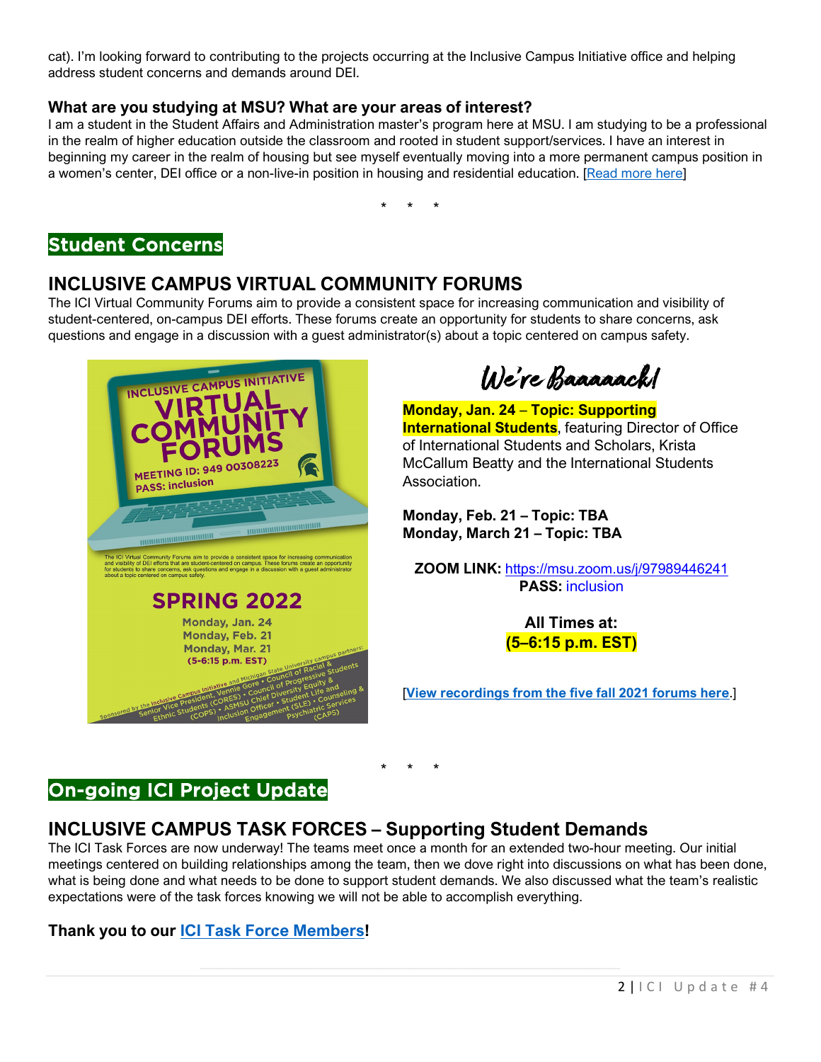cat). I'm looking forward to contributing to the projects occurring at the Inclusive Campus Initiative office and helping address student concerns and demands around DEI.

### What are you studying at MSU? What are your areas of interest?

I am a student in the Student Affairs and Administration master's program here at MSU. I am studying to be a professional in the realm of higher education outside the classroom and rooted in student support/services. I have an interest in beginning my career in the realm of housing but see myself eventually moving into a more permanent campus position in a women's center, DEI office or a non-live-in position in housing and residential education. [Read more here]

\* \* \*

## Student Concerns

### INCLUSIVE CAMPUS VIRTUAL COMMUNITY FORUMS

The ICI Virtual Community Forums aim to provide a consistent space for increasing communication and visibility of student-centered, on-campus DEI efforts. These forums create an opportunity for students to share concerns, ask questions and engage in a discussion with a guest administrator(s) about a topic centered on campus safety.

INCLUSIVE CAMPUS INITIATIVE VIRTUAL COMMUNITY FORUMS

MEETING ID: 949 00308223
PASS: inclusion

The ICI Virtual Community Forums aim to provide a consistent space for increasing communication and visibility of DEI efforts that are student-centered on campus. These forums create an opportunity for students to share concerns, ask questions and engage in a discussion with a guest administrator about a topic centered on campus safety.

SPRING 2022

Monday, Jan. 24
Monday, Feb. 21
Monday, Mar. 21
(5-6:15 p.m. EST)

Sponsored by the Inclusive Campus Initiative and Michigan State University campus partners: Senior Vice President, Vennie Gore • Council of Racial & Ethnic Students (CORES) • Council of Progressive Students (COPS) • ASMSU Chief Diversity Equity & Inclusion Officer • Student Life and Engagement (SLE) • Counseling & Psychiatric Services (CAPS)

*We're Baaaaack!*

**Monday, Jan. 24 – Topic: Supporting International Students**, featuring Director of Office of International Students and Scholars, Krista McCallum Beatty and the International Students Association.

**Monday, Feb. 21 – Topic: TBA**
**Monday, March 21 – Topic: TBA**

**ZOOM LINK:** https://msu.zoom.us/j/97989446241
**PASS:** inclusion

**All Times at:**
**(5–6:15 p.m. EST)**

[**View recordings from the five fall 2021 forums here**.]

\* \* \*

## On-going ICI Project Update

### INCLUSIVE CAMPUS TASK FORCES – Supporting Student Demands

The ICI Task Forces are now underway! The teams meet once a month for an extended two-hour meeting. Our initial meetings centered on building relationships among the team, then we dove right into discussions on what has been done, what is being done and what needs to be done to support student demands. We also discussed what the team's realistic expectations were of the task forces knowing we will not be able to accomplish everything.

**Thank you to our ICI Task Force Members!**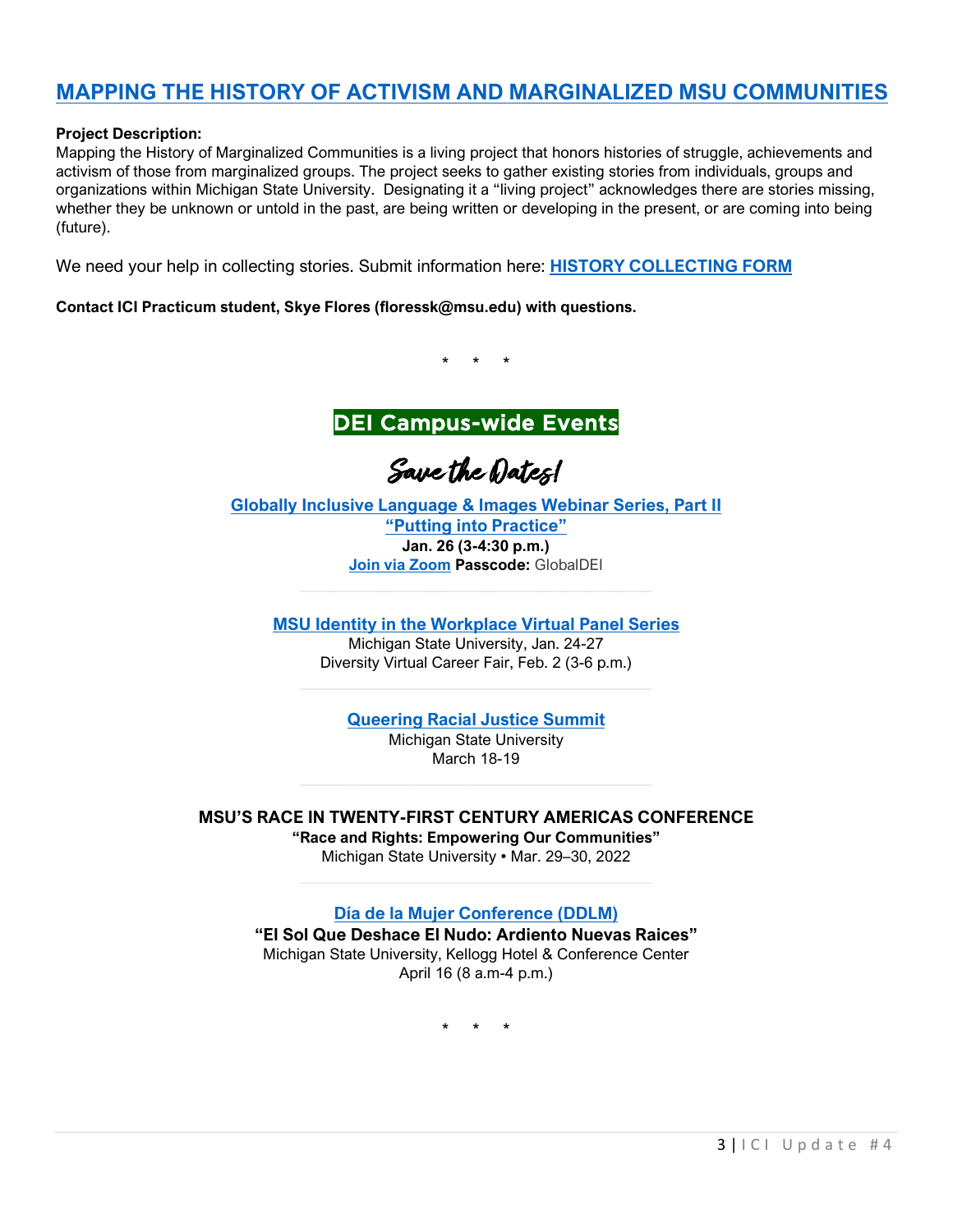# MAPPING THE HISTORY OF ACTIVISM AND MARGINALIZED MSU COMMUNITIES

**Project Description:**
Mapping the History of Marginalized Communities is a living project that honors histories of struggle, achievements and activism of those from marginalized groups. The project seeks to gather existing stories from individuals, groups and organizations within Michigan State University. Designating it a "living project" acknowledges there are stories missing, whether they be unknown or untold in the past, are being written or developing in the present, or are coming into being (future).

We need your help in collecting stories. Submit information here: **HISTORY COLLECTING FORM**

**Contact ICI Practicum student, Skye Flores (floressk@msu.edu) with questions.**

\* \* \*

## DEI Campus-wide Events

### Save the Dates!

**Globally Inclusive Language & Images Webinar Series, Part II**
**"Putting into Practice"**
**Jan. 26 (3-4:30 p.m.)**
**Join via Zoom** **Passcode:** GlobalDEI

---

**MSU Identity in the Workplace Virtual Panel Series**
Michigan State University, Jan. 24-27
Diversity Virtual Career Fair, Feb. 2 (3-6 p.m.)

---

**Queering Racial Justice Summit**
Michigan State University
March 18-19

---

**MSU'S RACE IN TWENTY-FIRST CENTURY AMERICAS CONFERENCE**
**"Race and Rights: Empowering Our Communities"**
Michigan State University • Mar. 29–30, 2022

---

**Día de la Mujer Conference (DDLM)**
**"El Sol Que Deshace El Nudo: Ardiento Nuevas Raices"**
Michigan State University, Kellogg Hotel & Conference Center
April 16 (8 a.m-4 p.m.)

\* \* \*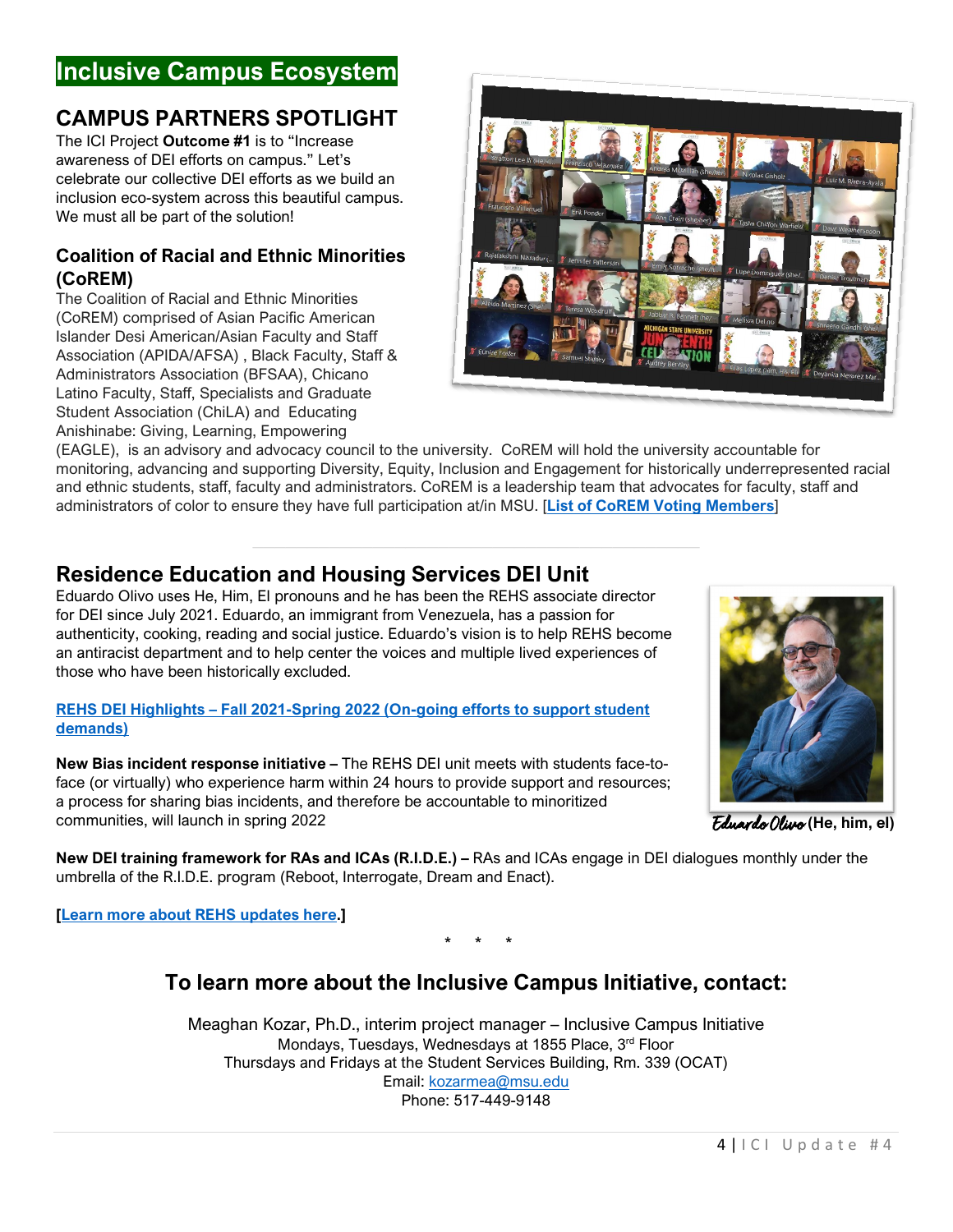# Inclusive Campus Ecosystem

## CAMPUS PARTNERS SPOTLIGHT

The ICI Project **Outcome #1** is to "Increase awareness of DEI efforts on campus." Let's celebrate our collective DEI efforts as we build an inclusion eco-system across this beautiful campus. We must all be part of the solution!

### Coalition of Racial and Ethnic Minorities (CoREM)

The Coalition of Racial and Ethnic Minorities (CoREM) comprised of Asian Pacific American Islander Desi American/Asian Faculty and Staff Association (APIDA/AFSA) , Black Faculty, Staff & Administrators Association (BFSAA), Chicano Latino Faculty, Staff, Specialists and Graduate Student Association (ChiLA) and Educating Anishinabe: Giving, Learning, Empowering (EAGLE), is an advisory and advocacy council to the university. CoREM will hold the university accountable for monitoring, advancing and supporting Diversity, Equity, Inclusion and Engagement for historically underrepresented racial and ethnic students, staff, faculty and administrators. CoREM is a leadership team that advocates for faculty, staff and administrators of color to ensure they have full participation at/in MSU. [**List of CoREM Voting Members**]

---

## Residence Education and Housing Services DEI Unit

Eduardo Olivo uses He, Him, El pronouns and he has been the REHS associate director for DEI since July 2021. Eduardo, an immigrant from Venezuela, has a passion for authenticity, cooking, reading and social justice. Eduardo's vision is to help REHS become an antiracist department and to help center the voices and multiple lived experiences of those who have been historically excluded.

Eduardo Olivo (He, him, el)

**REHS DEI Highlights – Fall 2021-Spring 2022 (On-going efforts to support student demands)**

**New Bias incident response initiative –** The REHS DEI unit meets with students face-to-face (or virtually) who experience harm within 24 hours to provide support and resources; a process for sharing bias incidents, and therefore be accountable to minoritized communities, will launch in spring 2022

**New DEI training framework for RAs and ICAs (R.I.D.E.) –** RAs and ICAs engage in DEI dialogues monthly under the umbrella of the R.I.D.E. program (Reboot, Interrogate, Dream and Enact).

**[Learn more about REHS updates here.]**

\* \* \*

## To learn more about the Inclusive Campus Initiative, contact:

Meaghan Kozar, Ph.D., interim project manager – Inclusive Campus Initiative
Mondays, Tuesdays, Wednesdays at 1855 Place, 3rd Floor
Thursdays and Fridays at the Student Services Building, Rm. 339 (OCAT)
Email: kozarmea@msu.edu
Phone: 517-449-9148